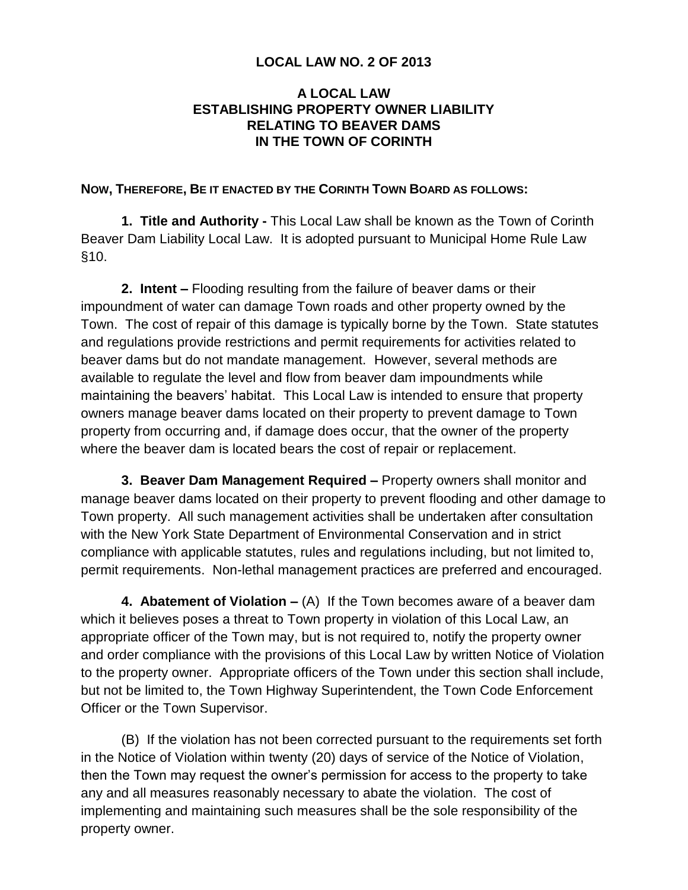# LOCAL LAW NO. 2 OF 2013

## A LOCAL LAW ESTABLISHING PROPERTY OWNER LIABILITY RELATING TO BEAVER DAMS IN THE TOWN OF CORINTH

**NOW, THEREFORE, BE IT ENACTED BY THE CORINTH TOWN BOARD AS FOLLOWS:**

**1. Title and Authority -** This Local Law shall be known as the Town of Corinth Beaver Dam Liability Local Law. It is adopted pursuant to Municipal Home Rule Law §10.

**2. Intent –** Flooding resulting from the failure of beaver dams or their impoundment of water can damage Town roads and other property owned by the Town. The cost of repair of this damage is typically borne by the Town. State statutes and regulations provide restrictions and permit requirements for activities related to beaver dams but do not mandate management. However, several methods are available to regulate the level and flow from beaver dam impoundments while maintaining the beavers' habitat. This Local Law is intended to ensure that property owners manage beaver dams located on their property to prevent damage to Town property from occurring and, if damage does occur, that the owner of the property where the beaver dam is located bears the cost of repair or replacement.

**3. Beaver Dam Management Required –** Property owners shall monitor and manage beaver dams located on their property to prevent flooding and other damage to Town property. All such management activities shall be undertaken after consultation with the New York State Department of Environmental Conservation and in strict compliance with applicable statutes, rules and regulations including, but not limited to, permit requirements. Non-lethal management practices are preferred and encouraged.

**4. Abatement of Violation –** (A) If the Town becomes aware of a beaver dam which it believes poses a threat to Town property in violation of this Local Law, an appropriate officer of the Town may, but is not required to, notify the property owner and order compliance with the provisions of this Local Law by written Notice of Violation to the property owner. Appropriate officers of the Town under this section shall include, but not be limited to, the Town Highway Superintendent, the Town Code Enforcement Officer or the Town Supervisor.

(B) If the violation has not been corrected pursuant to the requirements set forth in the Notice of Violation within twenty (20) days of service of the Notice of Violation, then the Town may request the owner's permission for access to the property to take any and all measures reasonably necessary to abate the violation. The cost of implementing and maintaining such measures shall be the sole responsibility of the property owner.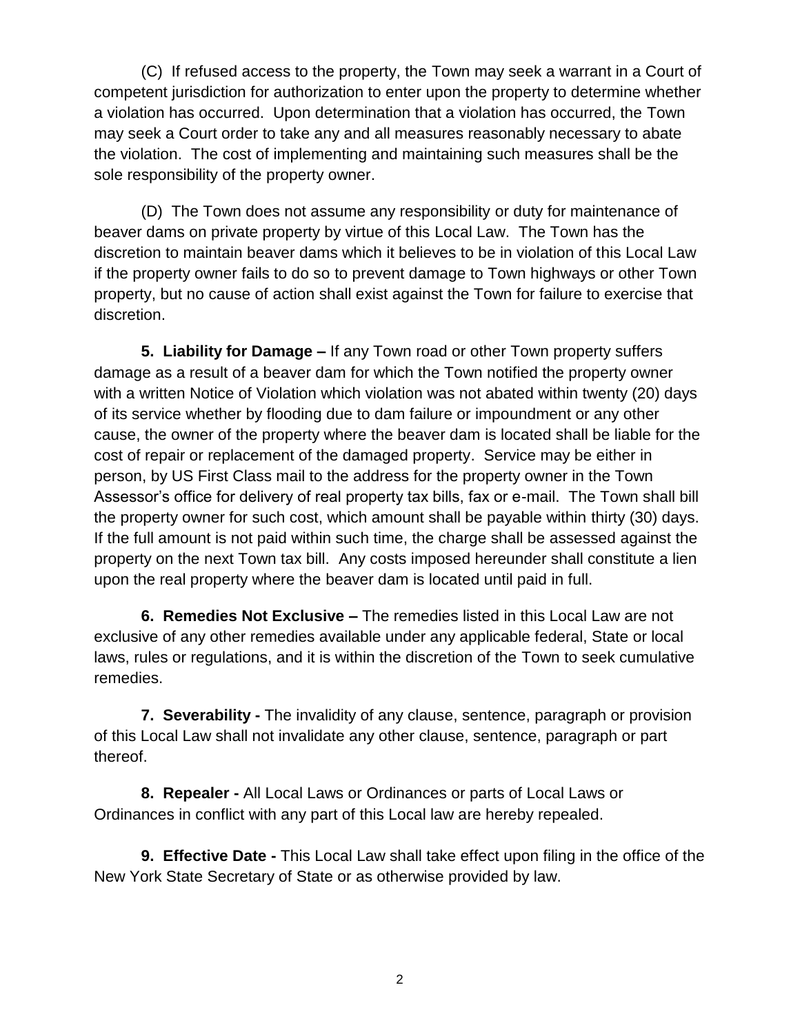(C) If refused access to the property, the Town may seek a warrant in a Court of competent jurisdiction for authorization to enter upon the property to determine whether a violation has occurred. Upon determination that a violation has occurred, the Town may seek a Court order to take any and all measures reasonably necessary to abate the violation. The cost of implementing and maintaining such measures shall be the sole responsibility of the property owner.

(D) The Town does not assume any responsibility or duty for maintenance of beaver dams on private property by virtue of this Local Law. The Town has the discretion to maintain beaver dams which it believes to be in violation of this Local Law if the property owner fails to do so to prevent damage to Town highways or other Town property, but no cause of action shall exist against the Town for failure to exercise that discretion.

**5. Liability for Damage –** If any Town road or other Town property suffers damage as a result of a beaver dam for which the Town notified the property owner with a written Notice of Violation which violation was not abated within twenty (20) days of its service whether by flooding due to dam failure or impoundment or any other cause, the owner of the property where the beaver dam is located shall be liable for the cost of repair or replacement of the damaged property. Service may be either in person, by US First Class mail to the address for the property owner in the Town Assessor's office for delivery of real property tax bills, fax or e-mail. The Town shall bill the property owner for such cost, which amount shall be payable within thirty (30) days. If the full amount is not paid within such time, the charge shall be assessed against the property on the next Town tax bill. Any costs imposed hereunder shall constitute a lien upon the real property where the beaver dam is located until paid in full.

**6. Remedies Not Exclusive –** The remedies listed in this Local Law are not exclusive of any other remedies available under any applicable federal, State or local laws, rules or regulations, and it is within the discretion of the Town to seek cumulative remedies.

**7. Severability -** The invalidity of any clause, sentence, paragraph or provision of this Local Law shall not invalidate any other clause, sentence, paragraph or part thereof.

**8. Repealer -** All Local Laws or Ordinances or parts of Local Laws or Ordinances in conflict with any part of this Local law are hereby repealed.

**9. Effective Date -** This Local Law shall take effect upon filing in the office of the New York State Secretary of State or as otherwise provided by law.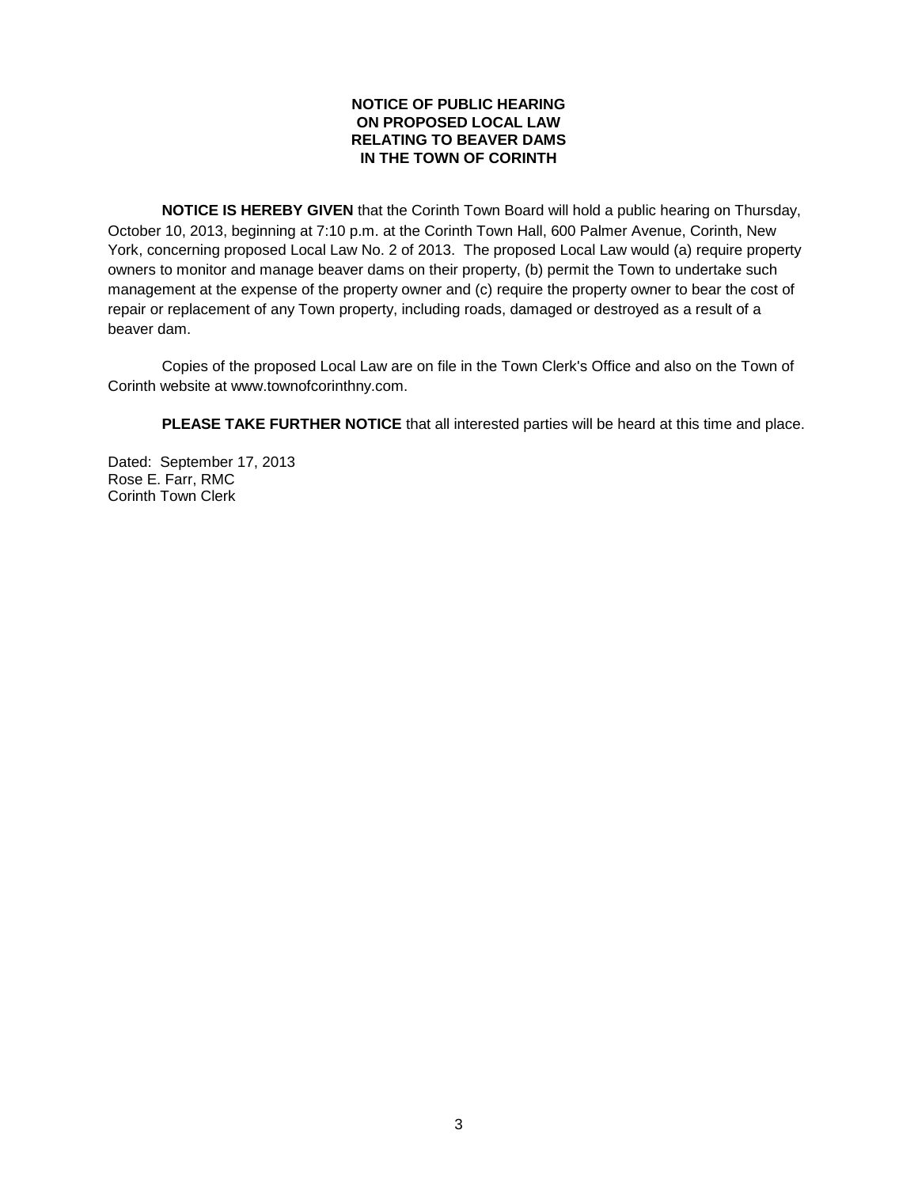**NOTICE OF PUBLIC HEARING**
**ON PROPOSED LOCAL LAW**
**RELATING TO BEAVER DAMS**
**IN THE TOWN OF CORINTH**

**NOTICE IS HEREBY GIVEN** that the Corinth Town Board will hold a public hearing on Thursday, October 10, 2013, beginning at 7:10 p.m. at the Corinth Town Hall, 600 Palmer Avenue, Corinth, New York, concerning proposed Local Law No. 2 of 2013. The proposed Local Law would (a) require property owners to monitor and manage beaver dams on their property, (b) permit the Town to undertake such management at the expense of the property owner and (c) require the property owner to bear the cost of repair or replacement of any Town property, including roads, damaged or destroyed as a result of a beaver dam.

Copies of the proposed Local Law are on file in the Town Clerk's Office and also on the Town of Corinth website at www.townofcorinthny.com.

**PLEASE TAKE FURTHER NOTICE** that all interested parties will be heard at this time and place.

Dated: September 17, 2013
Rose E. Farr, RMC
Corinth Town Clerk